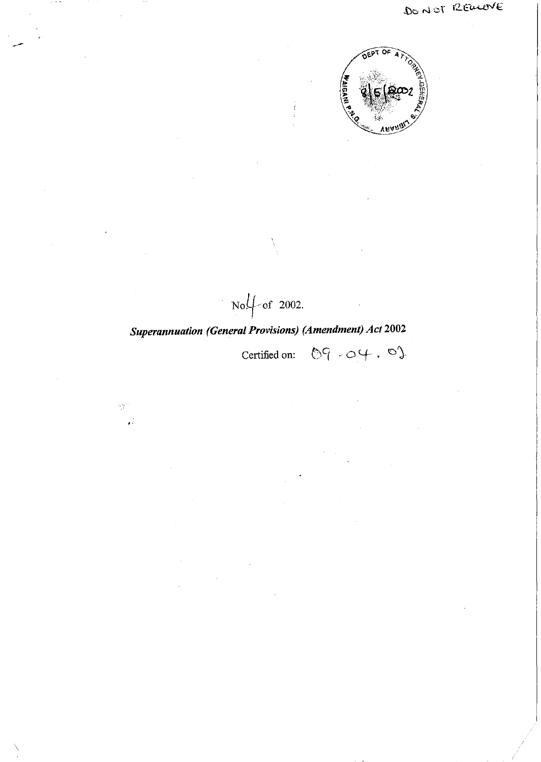DO NOT REMOVE

DEPT OF ATTORNEY GENERAL'S LIBRARY WAIGANI P.N.G. 8/5/2002

No. 4 of 2002.

***Superannuation (General Provisions) (Amendment) Act* 2002**

Certified on: 09 . 04 . 02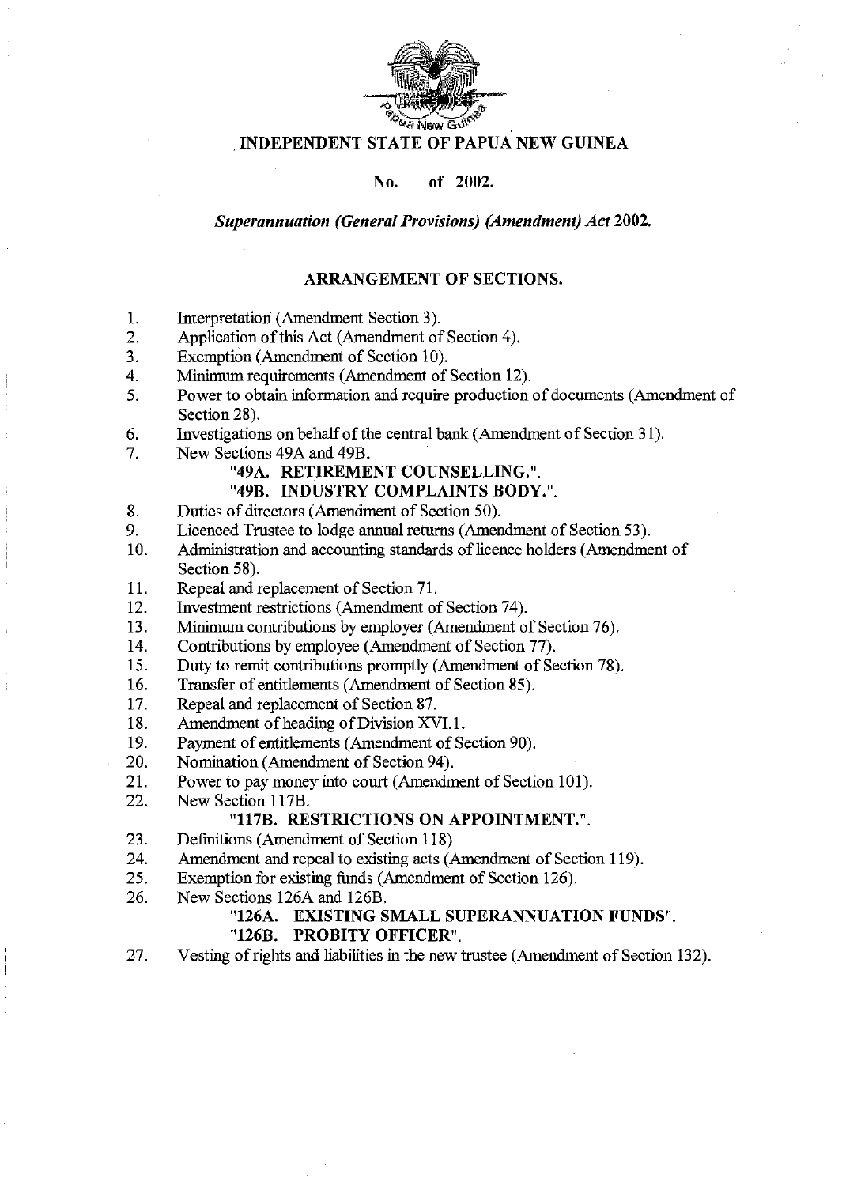# INDEPENDENT STATE OF PAPUA NEW GUINEA

**No. of 2002.**

***Superannuation (General Provisions) (Amendment) Act* 2002.**

## ARRANGEMENT OF SECTIONS.

1. Interpretation (Amendment Section 3).
2. Application of this Act (Amendment of Section 4).
3. Exemption (Amendment of Section 10).
4. Minimum requirements (Amendment of Section 12).
5. Power to obtain information and require production of documents (Amendment of Section 28).
6. Investigations on behalf of the central bank (Amendment of Section 31).
7. New Sections 49A and 49B.
   **"49A. RETIREMENT COUNSELLING.".**
   **"49B. INDUSTRY COMPLAINTS BODY.".**
8. Duties of directors (Amendment of Section 50).
9. Licenced Trustee to lodge annual returns (Amendment of Section 53).
10. Administration and accounting standards of licence holders (Amendment of Section 58).
11. Repeal and replacement of Section 71.
12. Investment restrictions (Amendment of Section 74).
13. Minimum contributions by employer (Amendment of Section 76).
14. Contributions by employee (Amendment of Section 77).
15. Duty to remit contributions promptly (Amendment of Section 78).
16. Transfer of entitlements (Amendment of Section 85).
17. Repeal and replacement of Section 87.
18. Amendment of heading of Division XVI.1.
19. Payment of entitlements (Amendment of Section 90).
20. Nomination (Amendment of Section 94).
21. Power to pay money into court (Amendment of Section 101).
22. New Section 117B.
   **"117B. RESTRICTIONS ON APPOINTMENT.".**
23. Definitions (Amendment of Section 118)
24. Amendment and repeal to existing acts (Amendment of Section 119).
25. Exemption for existing funds (Amendment of Section 126).
26. New Sections 126A and 126B.
   **"126A. EXISTING SMALL SUPERANNUATION FUNDS".**
   **"126B. PROBITY OFFICER".**
27. Vesting of rights and liabilities in the new trustee (Amendment of Section 132).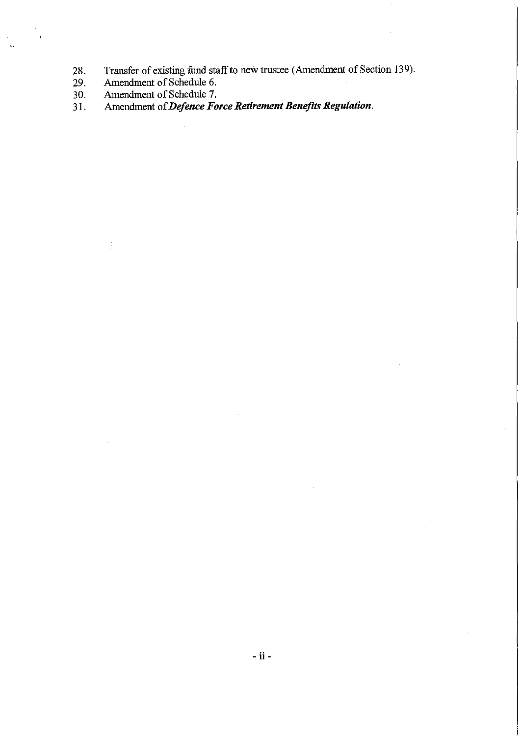28. Transfer of existing fund staff to new trustee (Amendment of Section 139).
29. Amendment of Schedule 6.
30. Amendment of Schedule 7.
31. Amendment of ***Defence Force Retirement Benefits Regulation***.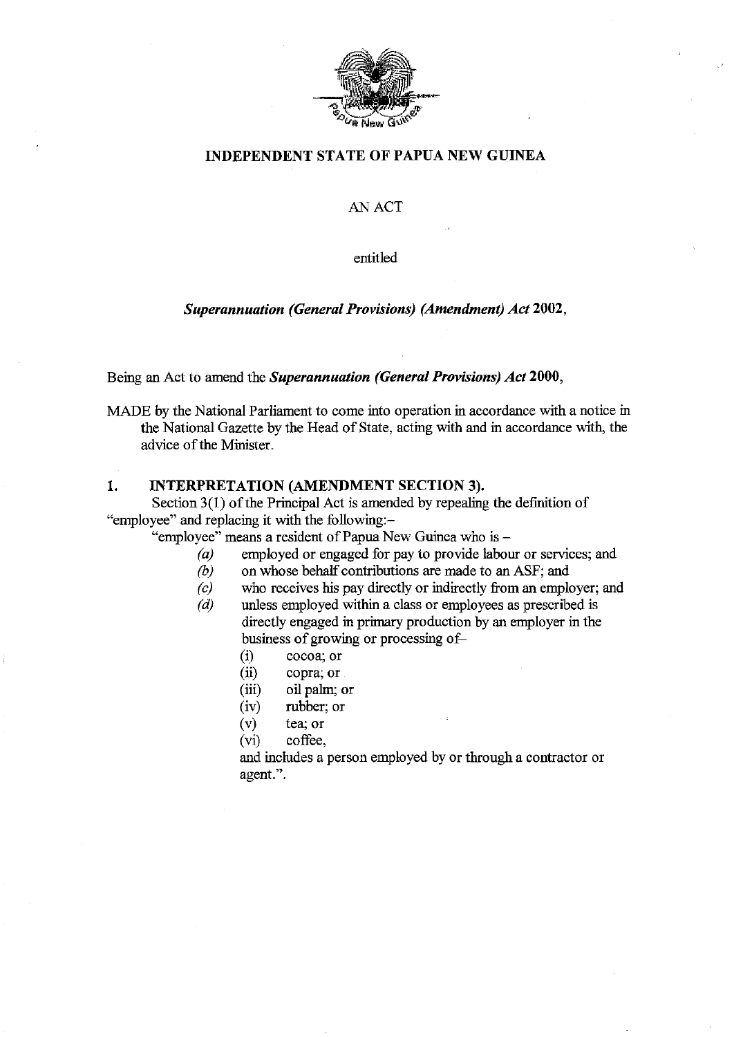**INDEPENDENT STATE OF PAPUA NEW GUINEA**

AN ACT

entitled

***Superannuation (General Provisions) (Amendment) Act* 2002,**

Being an Act to amend the ***Superannuation (General Provisions) Act* 2000**,

MADE by the National Parliament to come into operation in accordance with a notice in the National Gazette by the Head of State, acting with and in accordance with, the advice of the Minister.

### 1. INTERPRETATION (AMENDMENT SECTION 3).

Section 3(1) of the Principal Act is amended by repealing the definition of "employee" and replacing it with the following:–

"employee" means a resident of Papua New Guinea who is –

*(a)* employed or engaged for pay to provide labour or services; and

*(b)* on whose behalf contributions are made to an ASF; and

*(c)* who receives his pay directly or indirectly from an employer; and

*(d)* unless employed within a class or employees as prescribed is directly engaged in primary production by an employer in the business of growing or processing of–

(i) cocoa; or

(ii) copra; or

(iii) oil palm; or

(iv) rubber; or

(v) tea; or

(vi) coffee,

and includes a person employed by or through a contractor or agent.".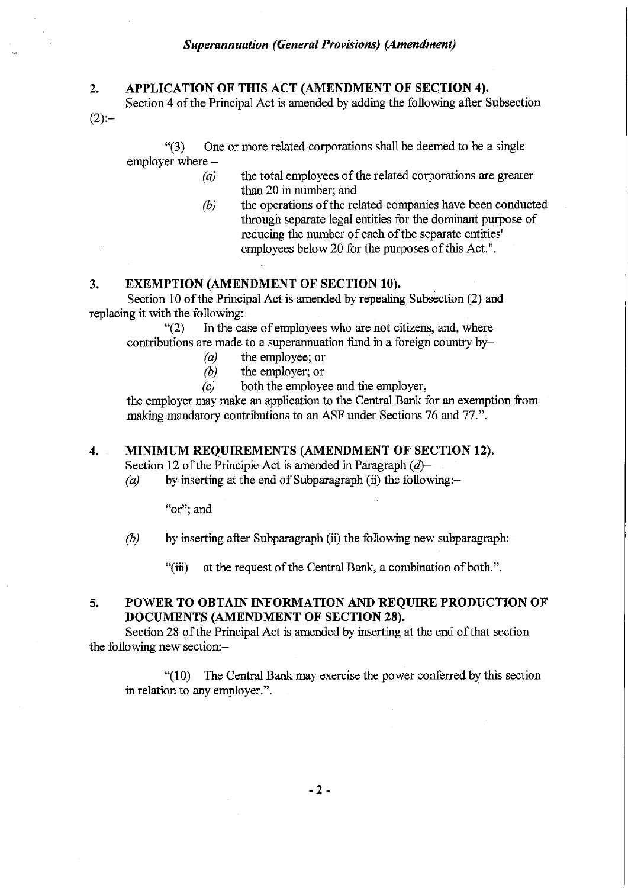## 2. APPLICATION OF THIS ACT (AMENDMENT OF SECTION 4).

Section 4 of the Principal Act is amended by adding the following after Subsection (2):–

"(3) One or more related corporations shall be deemed to be a single employer where –

*(a)* the total employees of the related corporations are greater than 20 in number; and

*(b)* the operations of the related companies have been conducted through separate legal entities for the dominant purpose of reducing the number of each of the separate entities' employees below 20 for the purposes of this Act.".

## 3. EXEMPTION (AMENDMENT OF SECTION 10).

Section 10 of the Principal Act is amended by repealing Subsection (2) and replacing it with the following:–

"(2) In the case of employees who are not citizens, and, where contributions are made to a superannuation fund in a foreign country by–

*(a)* the employee; or

*(b)* the employer; or

*(c)* both the employee and the employer,

the employer may make an application to the Central Bank for an exemption from making mandatory contributions to an ASF under Sections 76 and 77.".

## 4. MINIMUM REQUIREMENTS (AMENDMENT OF SECTION 12).

Section 12 of the Principle Act is amended in Paragraph *(d)*–

*(a)* by inserting at the end of Subparagraph (ii) the following:–

"or"; and

*(b)* by inserting after Subparagraph (ii) the following new subparagraph:–

"(iii) at the request of the Central Bank, a combination of both.".

## 5. POWER TO OBTAIN INFORMATION AND REQUIRE PRODUCTION OF DOCUMENTS (AMENDMENT OF SECTION 28).

Section 28 of the Principal Act is amended by inserting at the end of that section the following new section:–

"(10) The Central Bank may exercise the power conferred by this section in relation to any employer.".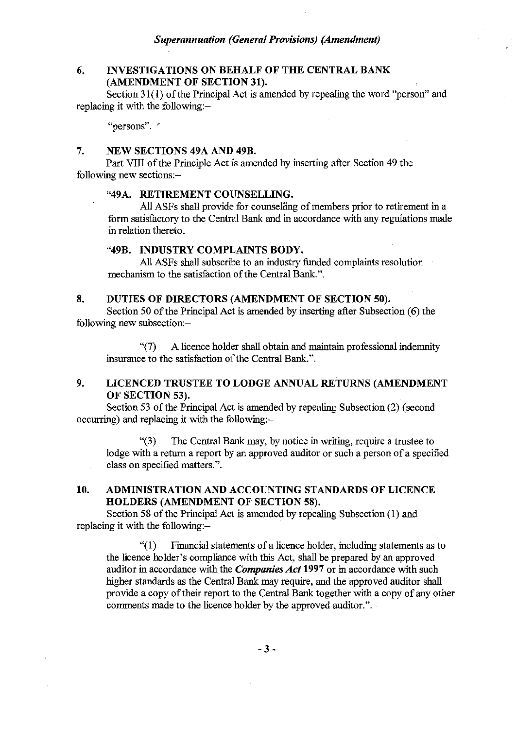## 6. INVESTIGATIONS ON BEHALF OF THE CENTRAL BANK (AMENDMENT OF SECTION 31).

Section 31(1) of the Principal Act is amended by repealing the word "person" and replacing it with the following:–

"persons".

## 7. NEW SECTIONS 49A AND 49B.

Part VIII of the Principle Act is amended by inserting after Section 49 the following new sections:–

### "49A. RETIREMENT COUNSELLING.

All ASFs shall provide for counselling of members prior to retirement in a form satisfactory to the Central Bank and in accordance with any regulations made in relation thereto.

### "49B. INDUSTRY COMPLAINTS BODY.

All ASFs shall subscribe to an industry funded complaints resolution mechanism to the satisfaction of the Central Bank.".

## 8. DUTIES OF DIRECTORS (AMENDMENT OF SECTION 50).

Section 50 of the Principal Act is amended by inserting after Subsection (6) the following new subsection:–

"(7) A licence holder shall obtain and maintain professional indemnity insurance to the satisfaction of the Central Bank.".

## 9. LICENCED TRUSTEE TO LODGE ANNUAL RETURNS (AMENDMENT OF SECTION 53).

Section 53 of the Principal Act is amended by repealing Subsection (2) (second occurring) and replacing it with the following:–

"(3) The Central Bank may, by notice in writing, require a trustee to lodge with a return a report by an approved auditor or such a person of a specified class on specified matters.".

## 10. ADMINISTRATION AND ACCOUNTING STANDARDS OF LICENCE HOLDERS (AMENDMENT OF SECTION 58).

Section 58 of the Principal Act is amended by repealing Subsection (1) and replacing it with the following:–

"(1) Financial statements of a licence holder, including statements as to the licence holder's compliance with this Act, shall be prepared by an approved auditor in accordance with the ***Companies Act* 1997** or in accordance with such higher standards as the Central Bank may require, and the approved auditor shall provide a copy of their report to the Central Bank together with a copy of any other comments made to the licence holder by the approved auditor.".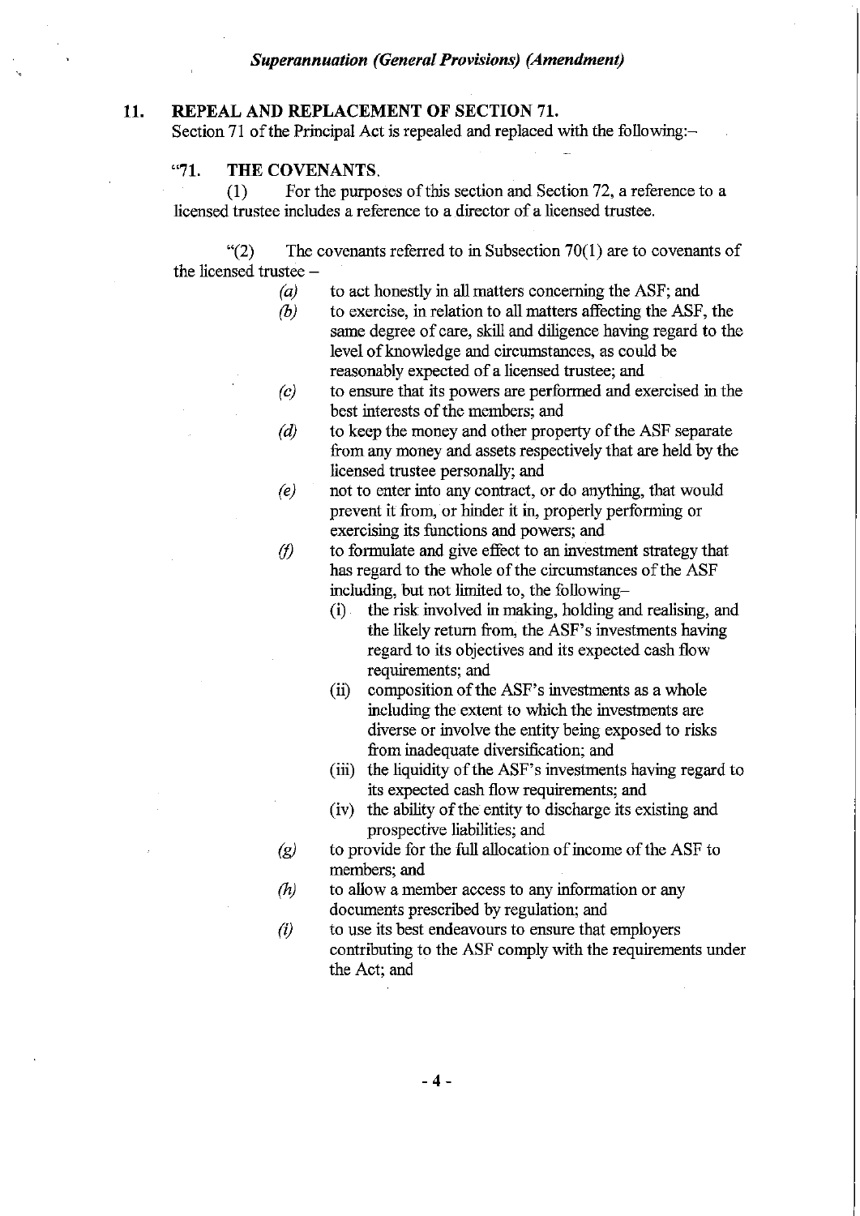## 11. REPEAL AND REPLACEMENT OF SECTION 71.

Section 71 of the Principal Act is repealed and replaced with the following:–

### "71. THE COVENANTS.

(1) For the purposes of this section and Section 72, a reference to a licensed trustee includes a reference to a director of a licensed trustee.

"(2) The covenants referred to in Subsection 70(1) are to covenants of the licensed trustee –

*(a)* to act honestly in all matters concerning the ASF; and

*(b)* to exercise, in relation to all matters affecting the ASF, the same degree of care, skill and diligence having regard to the level of knowledge and circumstances, as could be reasonably expected of a licensed trustee; and

*(c)* to ensure that its powers are performed and exercised in the best interests of the members; and

*(d)* to keep the money and other property of the ASF separate from any money and assets respectively that are held by the licensed trustee personally; and

*(e)* not to enter into any contract, or do anything, that would prevent it from, or hinder it in, properly performing or exercising its functions and powers; and

*(f)* to formulate and give effect to an investment strategy that has regard to the whole of the circumstances of the ASF including, but not limited to, the following–

(i) the risk involved in making, holding and realising, and the likely return from, the ASF's investments having regard to its objectives and its expected cash flow requirements; and

(ii) composition of the ASF's investments as a whole including the extent to which the investments are diverse or involve the entity being exposed to risks from inadequate diversification; and

(iii) the liquidity of the ASF's investments having regard to its expected cash flow requirements; and

(iv) the ability of the entity to discharge its existing and prospective liabilities; and

*(g)* to provide for the full allocation of income of the ASF to members; and

*(h)* to allow a member access to any information or any documents prescribed by regulation; and

*(i)* to use its best endeavours to ensure that employers contributing to the ASF comply with the requirements under the Act; and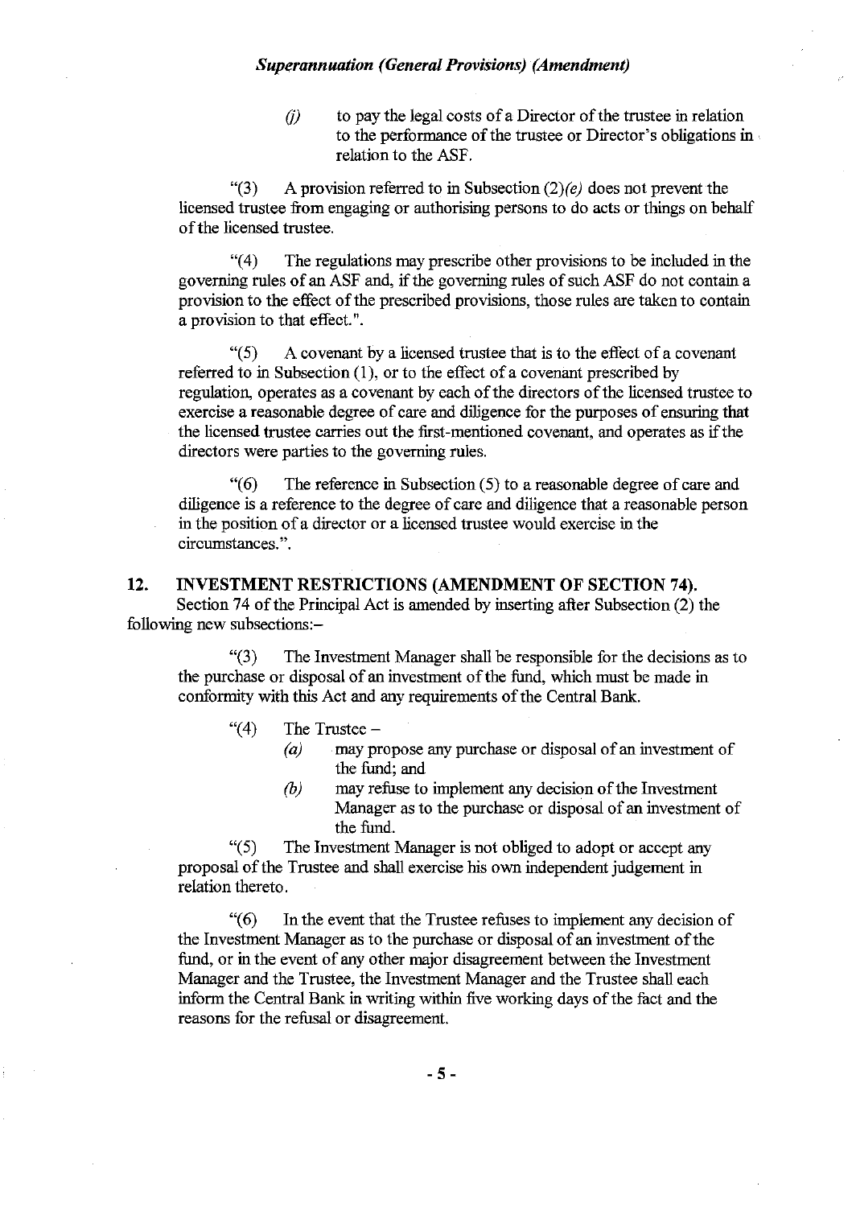*(j)* to pay the legal costs of a Director of the trustee in relation to the performance of the trustee or Director's obligations in relation to the ASF.

"(3) A provision referred to in Subsection (2)*(e)* does not prevent the licensed trustee from engaging or authorising persons to do acts or things on behalf of the licensed trustee.

"(4) The regulations may prescribe other provisions to be included in the governing rules of an ASF and, if the governing rules of such ASF do not contain a provision to the effect of the prescribed provisions, those rules are taken to contain a provision to that effect.".

"(5) A covenant by a licensed trustee that is to the effect of a covenant referred to in Subsection (1), or to the effect of a covenant prescribed by regulation, operates as a covenant by each of the directors of the licensed trustee to exercise a reasonable degree of care and diligence for the purposes of ensuring that the licensed trustee carries out the first-mentioned covenant, and operates as if the directors were parties to the governing rules.

"(6) The reference in Subsection (5) to a reasonable degree of care and diligence is a reference to the degree of care and diligence that a reasonable person in the position of a director or a licensed trustee would exercise in the circumstances.".

**12. INVESTMENT RESTRICTIONS (AMENDMENT OF SECTION 74).**

Section 74 of the Principal Act is amended by inserting after Subsection (2) the following new subsections:–

"(3) The Investment Manager shall be responsible for the decisions as to the purchase or disposal of an investment of the fund, which must be made in conformity with this Act and any requirements of the Central Bank.

"(4) The Trustee –

*(a)* may propose any purchase or disposal of an investment of the fund; and

*(b)* may refuse to implement any decision of the Investment Manager as to the purchase or disposal of an investment of the fund.

"(5) The Investment Manager is not obliged to adopt or accept any proposal of the Trustee and shall exercise his own independent judgement in relation thereto.

"(6) In the event that the Trustee refuses to implement any decision of the Investment Manager as to the purchase or disposal of an investment of the fund, or in the event of any other major disagreement between the Investment Manager and the Trustee, the Investment Manager and the Trustee shall each inform the Central Bank in writing within five working days of the fact and the reasons for the refusal or disagreement.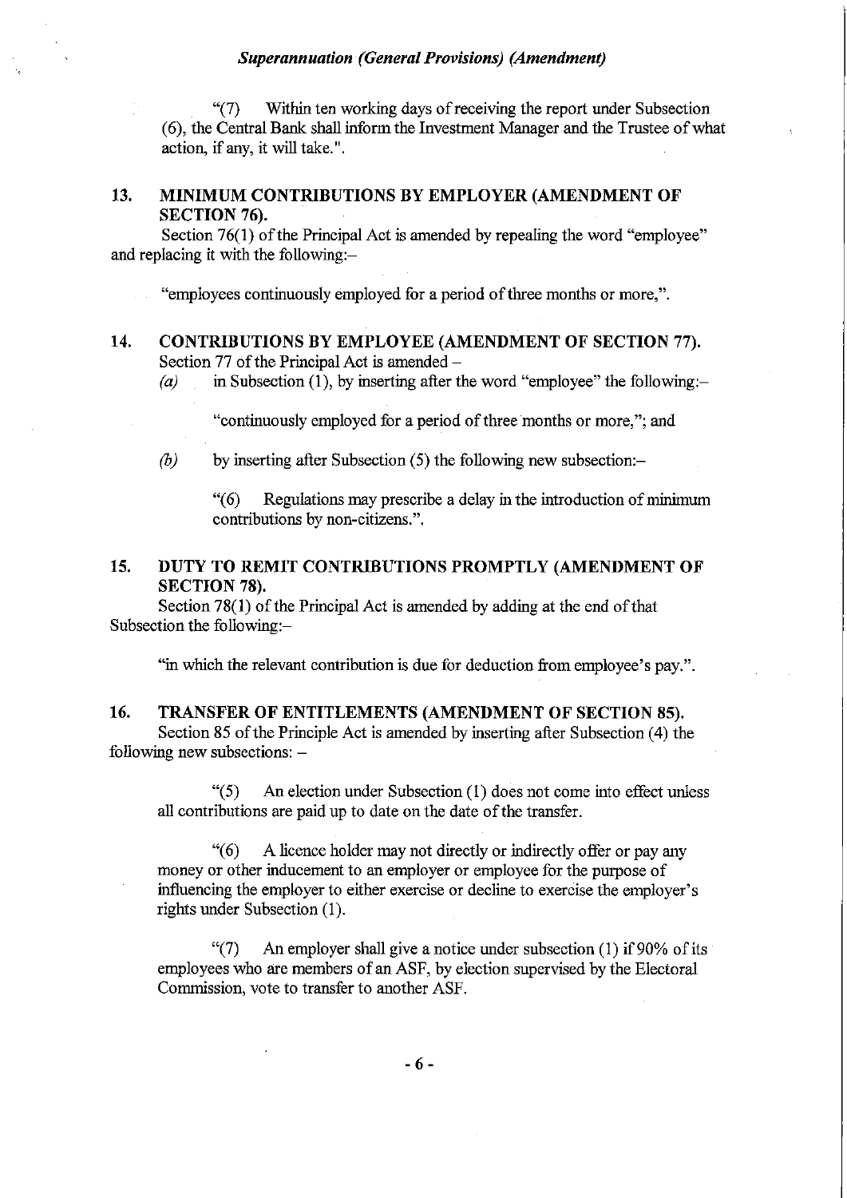"(7) Within ten working days of receiving the report under Subsection (6), the Central Bank shall inform the Investment Manager and the Trustee of what action, if any, it will take.".

## 13. MINIMUM CONTRIBUTIONS BY EMPLOYER (AMENDMENT OF SECTION 76).

Section 76(1) of the Principal Act is amended by repealing the word "employee" and replacing it with the following:–

"employees continuously employed for a period of three months or more,".

## 14. CONTRIBUTIONS BY EMPLOYEE (AMENDMENT OF SECTION 77).

Section 77 of the Principal Act is amended –

*(a)* in Subsection (1), by inserting after the word "employee" the following:–

"continuously employed for a period of three months or more,"; and

*(b)* by inserting after Subsection (5) the following new subsection:–

"(6) Regulations may prescribe a delay in the introduction of minimum contributions by non-citizens.".

## 15. DUTY TO REMIT CONTRIBUTIONS PROMPTLY (AMENDMENT OF SECTION 78).

Section 78(1) of the Principal Act is amended by adding at the end of that Subsection the following:–

"in which the relevant contribution is due for deduction from employee's pay.".

## 16. TRANSFER OF ENTITLEMENTS (AMENDMENT OF SECTION 85).

Section 85 of the Principle Act is amended by inserting after Subsection (4) the following new subsections: –

"(5) An election under Subsection (1) does not come into effect unless all contributions are paid up to date on the date of the transfer.

"(6) A licence holder may not directly or indirectly offer or pay any money or other inducement to an employer or employee for the purpose of influencing the employer to either exercise or decline to exercise the employer's rights under Subsection (1).

"(7) An employer shall give a notice under subsection (1) if 90% of its employees who are members of an ASF, by election supervised by the Electoral Commission, vote to transfer to another ASF.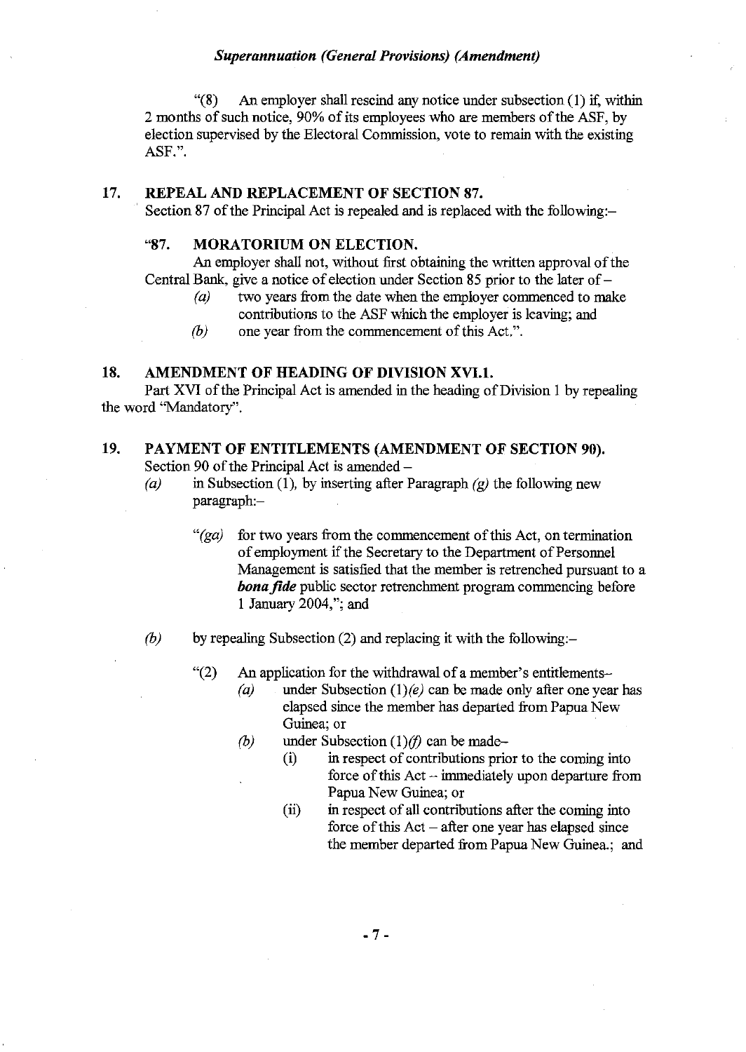"(8) An employer shall rescind any notice under subsection (1) if, within 2 months of such notice, 90% of its employees who are members of the ASF, by election supervised by the Electoral Commission, vote to remain with the existing ASF.".

### 17. REPEAL AND REPLACEMENT OF SECTION 87.

Section 87 of the Principal Act is repealed and is replaced with the following:–

"**87. MORATORIUM ON ELECTION.**

An employer shall not, without first obtaining the written approval of the Central Bank, give a notice of election under Section 85 prior to the later of –

*(a)* two years from the date when the employer commenced to make contributions to the ASF which the employer is leaving; and

*(b)* one year from the commencement of this Act.".

### 18. AMENDMENT OF HEADING OF DIVISION XVI.1.

Part XVI of the Principal Act is amended in the heading of Division 1 by repealing the word "Mandatory".

### 19. PAYMENT OF ENTITLEMENTS (AMENDMENT OF SECTION 90).

Section 90 of the Principal Act is amended –

*(a)* in Subsection (1), by inserting after Paragraph *(g)* the following new paragraph:–

"*(ga)* for two years from the commencement of this Act, on termination of employment if the Secretary to the Department of Personnel Management is satisfied that the member is retrenched pursuant to a ***bona fide*** public sector retrenchment program commencing before 1 January 2004,"; and

*(b)* by repealing Subsection (2) and replacing it with the following:–

"(2) An application for the withdrawal of a member's entitlements–

*(a)* under Subsection (1)*(e)* can be made only after one year has elapsed since the member has departed from Papua New Guinea; or

*(b)* under Subsection (1)*(f)* can be made–

(i) in respect of contributions prior to the coming into force of this Act – immediately upon departure from Papua New Guinea; or

(ii) in respect of all contributions after the coming into force of this Act – after one year has elapsed since the member departed from Papua New Guinea.; and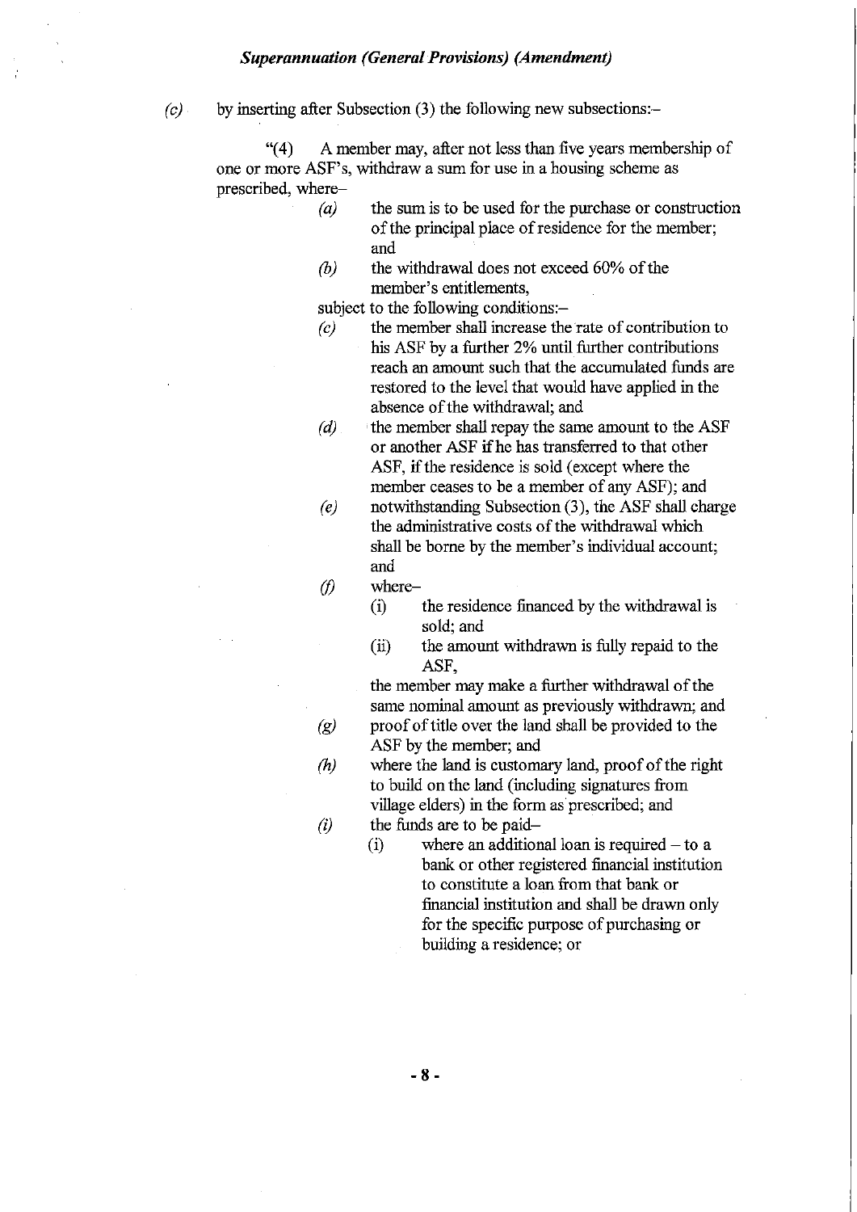*(c)* by inserting after Subsection (3) the following new subsections:–

"(4) A member may, after not less than five years membership of one or more ASF's, withdraw a sum for use in a housing scheme as prescribed, where–

*(a)* the sum is to be used for the purchase or construction of the principal place of residence for the member; and

*(b)* the withdrawal does not exceed 60% of the member's entitlements,

subject to the following conditions:–

*(c)* the member shall increase the rate of contribution to his ASF by a further 2% until further contributions reach an amount such that the accumulated funds are restored to the level that would have applied in the absence of the withdrawal; and

*(d)* the member shall repay the same amount to the ASF or another ASF if he has transferred to that other ASF, if the residence is sold (except where the member ceases to be a member of any ASF); and

*(e)* notwithstanding Subsection (3), the ASF shall charge the administrative costs of the withdrawal which shall be borne by the member's individual account; and

*(f)* where–

(i) the residence financed by the withdrawal is sold; and

(ii) the amount withdrawn is fully repaid to the ASF,

the member may make a further withdrawal of the same nominal amount as previously withdrawn; and

*(g)* proof of title over the land shall be provided to the ASF by the member; and

*(h)* where the land is customary land, proof of the right to build on the land (including signatures from village elders) in the form as prescribed; and

*(i)* the funds are to be paid–

(i) where an additional loan is required – to a bank or other registered financial institution to constitute a loan from that bank or financial institution and shall be drawn only for the specific purpose of purchasing or building a residence; or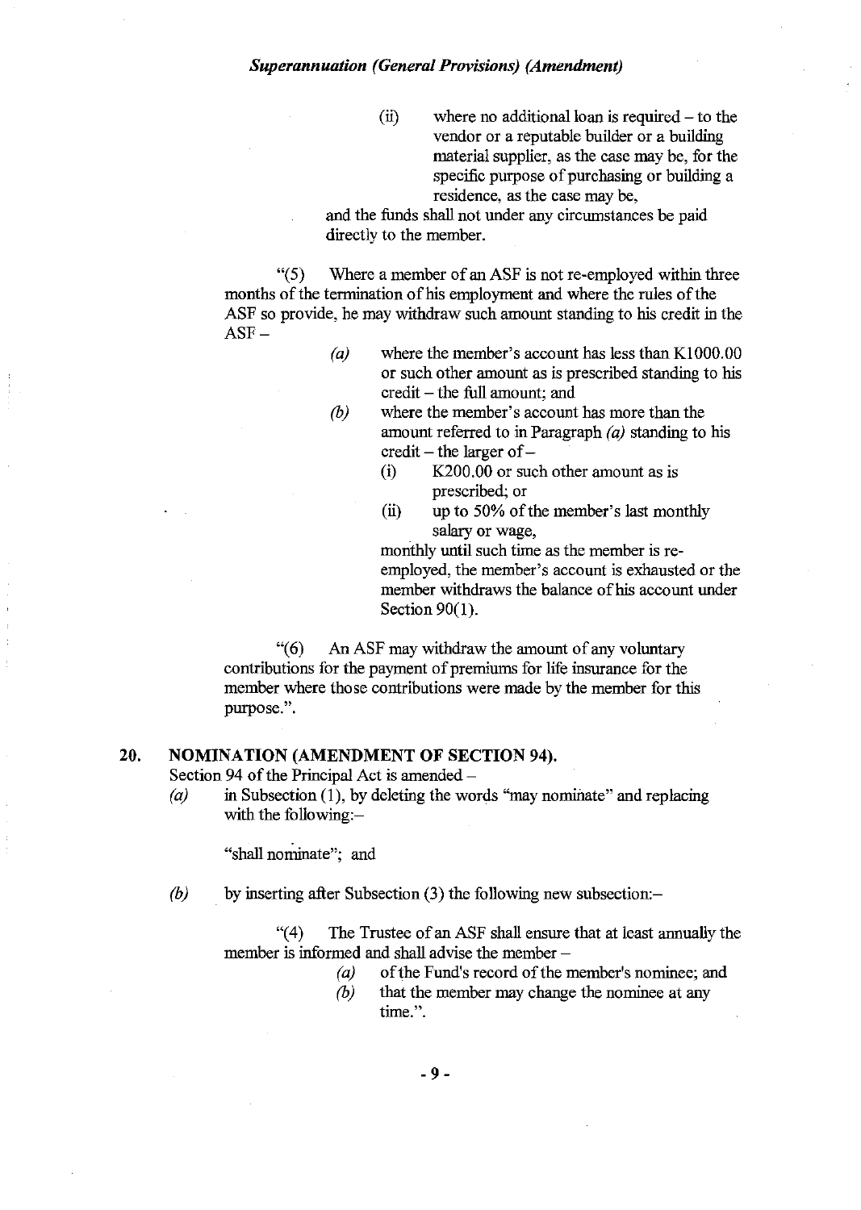(ii) where no additional loan is required – to the vendor or a reputable builder or a building material supplier, as the case may be, for the specific purpose of purchasing or building a residence, as the case may be,

and the funds shall not under any circumstances be paid directly to the member.

"(5) Where a member of an ASF is not re-employed within three months of the termination of his employment and where the rules of the ASF so provide, he may withdraw such amount standing to his credit in the ASF –

*(a)* where the member's account has less than K1000.00 or such other amount as is prescribed standing to his credit – the full amount; and

*(b)* where the member's account has more than the amount referred to in Paragraph *(a)* standing to his credit – the larger of –

(i) K200.00 or such other amount as is prescribed; or

(ii) up to 50% of the member's last monthly salary or wage,

monthly until such time as the member is re-employed, the member's account is exhausted or the member withdraws the balance of his account under Section 90(1).

"(6) An ASF may withdraw the amount of any voluntary contributions for the payment of premiums for life insurance for the member where those contributions were made by the member for this purpose.".

## 20. NOMINATION (AMENDMENT OF SECTION 94).

Section 94 of the Principal Act is amended –

*(a)* in Subsection (1), by deleting the words "may nominate" and replacing with the following:–

"shall nominate"; and

*(b)* by inserting after Subsection (3) the following new subsection:–

"(4) The Trustee of an ASF shall ensure that at least annually the member is informed and shall advise the member –

*(a)* of the Fund's record of the member's nominee; and

*(b)* that the member may change the nominee at any time.".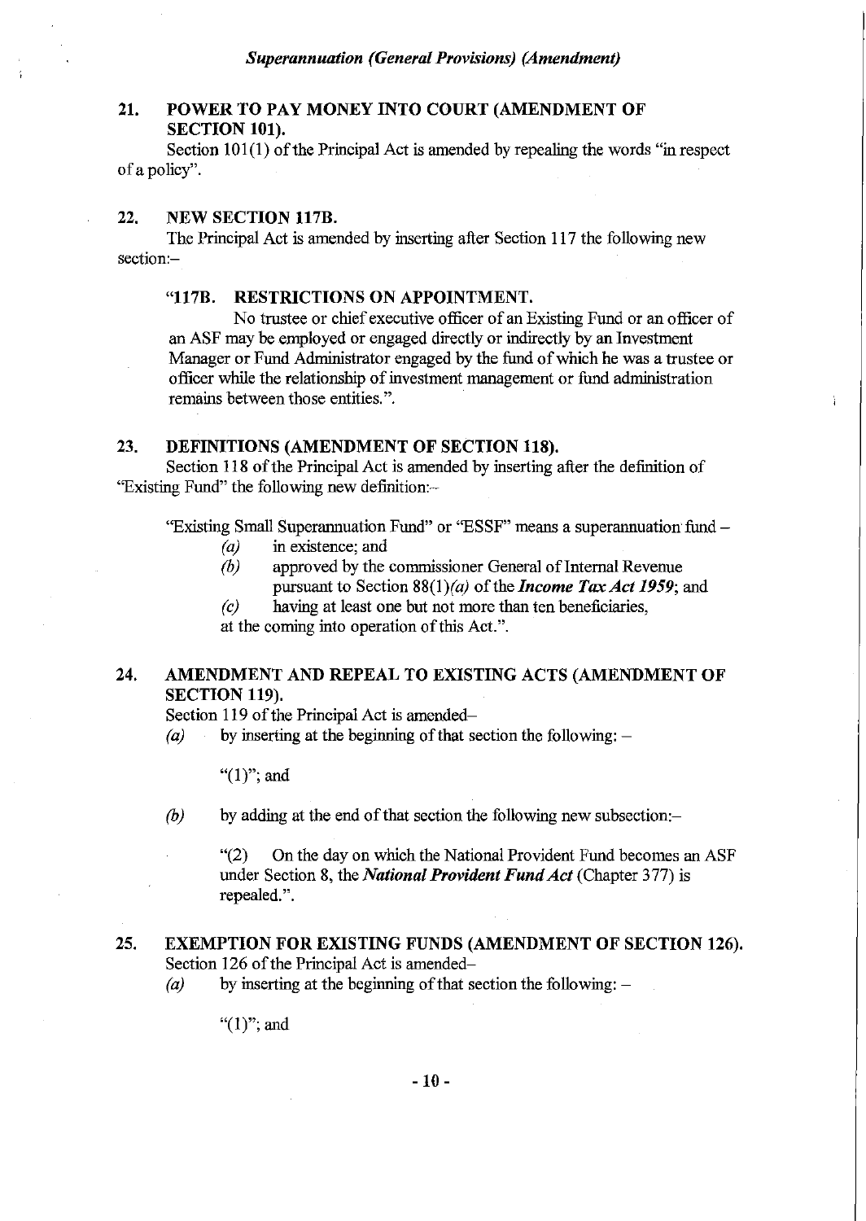### 21. POWER TO PAY MONEY INTO COURT (AMENDMENT OF SECTION 101).

Section 101(1) of the Principal Act is amended by repealing the words "in respect of a policy".

### 22. NEW SECTION 117B.

The Principal Act is amended by inserting after Section 117 the following new section:–

"117B. RESTRICTIONS ON APPOINTMENT.

No trustee or chief executive officer of an Existing Fund or an officer of an ASF may be employed or engaged directly or indirectly by an Investment Manager or Fund Administrator engaged by the fund of which he was a trustee or officer while the relationship of investment management or fund administration remains between those entities.".

### 23. DEFINITIONS (AMENDMENT OF SECTION 118).

Section 118 of the Principal Act is amended by inserting after the definition of "Existing Fund" the following new definition:–

"Existing Small Superannuation Fund" or "ESSF" means a superannuation fund –

*(a)* in existence; and

*(b)* approved by the commissioner General of Internal Revenue pursuant to Section 88(1)*(a)* of the ***Income Tax Act 1959***; and

*(c)* having at least one but not more than ten beneficiaries,

at the coming into operation of this Act.".

### 24. AMENDMENT AND REPEAL TO EXISTING ACTS (AMENDMENT OF SECTION 119).

Section 119 of the Principal Act is amended–

*(a)* by inserting at the beginning of that section the following: –

"(1)"; and

*(b)* by adding at the end of that section the following new subsection:–

"(2) On the day on which the National Provident Fund becomes an ASF under Section 8, the ***National Provident Fund Act*** (Chapter 377) is repealed.".

### 25. EXEMPTION FOR EXISTING FUNDS (AMENDMENT OF SECTION 126).

Section 126 of the Principal Act is amended–

*(a)* by inserting at the beginning of that section the following: –

"(1)"; and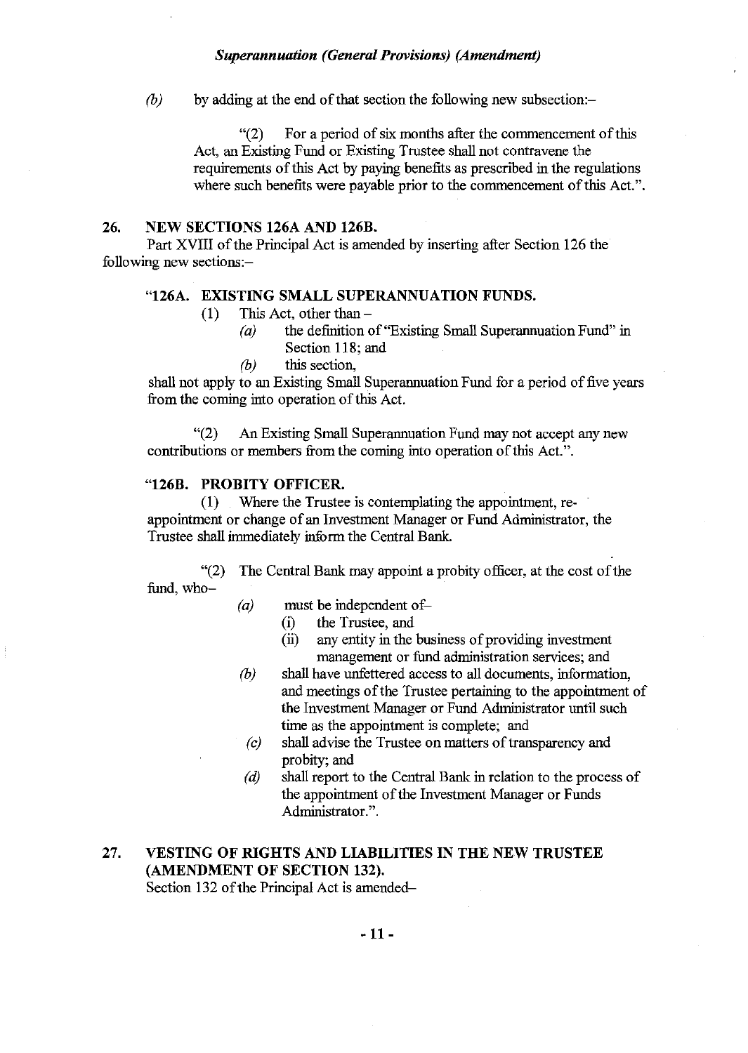*(b)* by adding at the end of that section the following new subsection:–

"(2) For a period of six months after the commencement of this Act, an Existing Fund or Existing Trustee shall not contravene the requirements of this Act by paying benefits as prescribed in the regulations where such benefits were payable prior to the commencement of this Act.".

### 26. NEW SECTIONS 126A AND 126B.

Part XVIII of the Principal Act is amended by inserting after Section 126 the following new sections:–

#### "126A. EXISTING SMALL SUPERANNUATION FUNDS.

(1) This Act, other than –

*(a)* the definition of "Existing Small Superannuation Fund" in Section 118; and

*(b)* this section,

shall not apply to an Existing Small Superannuation Fund for a period of five years from the coming into operation of this Act.

"(2) An Existing Small Superannuation Fund may not accept any new contributions or members from the coming into operation of this Act.".

#### "126B. PROBITY OFFICER.

(1) Where the Trustee is contemplating the appointment, re-appointment or change of an Investment Manager or Fund Administrator, the Trustee shall immediately inform the Central Bank.

"(2) The Central Bank may appoint a probity officer, at the cost of the fund, who–

*(a)* must be independent of–

(i) the Trustee, and

(ii) any entity in the business of providing investment management or fund administration services; and

*(b)* shall have unfettered access to all documents, information, and meetings of the Trustee pertaining to the appointment of the Investment Manager or Fund Administrator until such time as the appointment is complete; and

*(c)* shall advise the Trustee on matters of transparency and probity; and

*(d)* shall report to the Central Bank in relation to the process of the appointment of the Investment Manager or Funds Administrator.".

### 27. VESTING OF RIGHTS AND LIABILITIES IN THE NEW TRUSTEE (AMENDMENT OF SECTION 132).

Section 132 of the Principal Act is amended–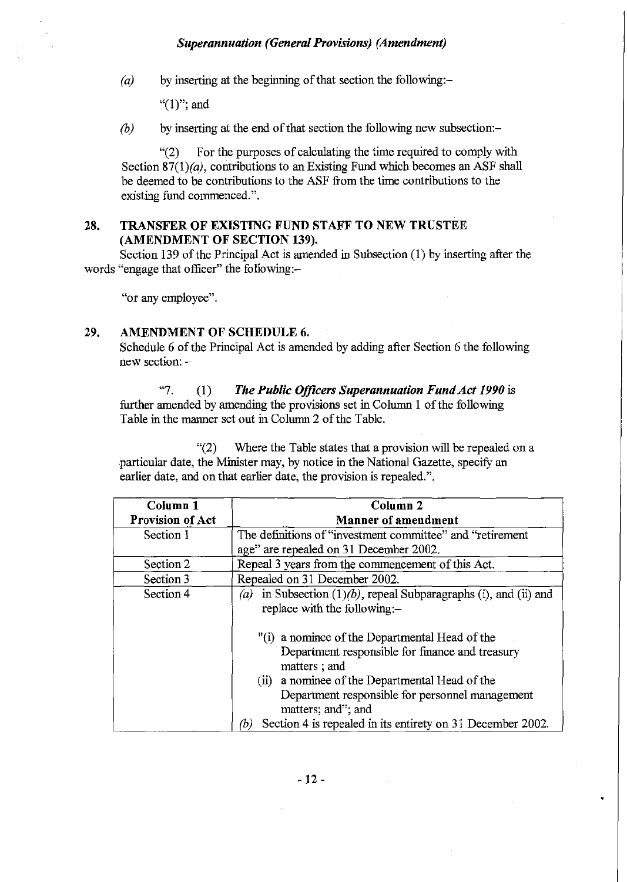*(a)* by inserting at the beginning of that section the following:–

"(1)"; and

*(b)* by inserting at the end of that section the following new subsection:–

"(2) For the purposes of calculating the time required to comply with Section 87(1)*(a)*, contributions to an Existing Fund which becomes an ASF shall be deemed to be contributions to the ASF from the time contributions to the existing fund commenced.".

## 28. TRANSFER OF EXISTING FUND STAFF TO NEW TRUSTEE (AMENDMENT OF SECTION 139).

Section 139 of the Principal Act is amended in Subsection (1) by inserting after the words "engage that officer" the following:–

"or any employee".

## 29. AMENDMENT OF SCHEDULE 6.

Schedule 6 of the Principal Act is amended by adding after Section 6 the following new section: –

"7. (1) ***The Public Officers Superannuation Fund Act 1990*** is further amended by amending the provisions set in Column 1 of the following Table in the manner set out in Column 2 of the Table.

"(2) Where the Table states that a provision will be repealed on a particular date, the Minister may, by notice in the National Gazette, specify an earlier date, and on that earlier date, the provision is repealed.".

| Column 1<br>Provision of Act | Column 2<br>Manner of amendment |
|---|---|
| Section 1 | The definitions of "investment committee" and "retirement age" are repealed on 31 December 2002. |
| Section 2 | Repeal 3 years from the commencement of this Act. |
| Section 3 | Repealed on 31 December 2002. |
| Section 4 | *(a)* in Subsection (1)*(b)*, repeal Subparagraphs (i), and (ii) and replace with the following:–<br><br>"(i) a nominee of the Departmental Head of the Department responsible for finance and treasury matters ; and<br>(ii) a nominee of the Departmental Head of the Department responsible for personnel management matters; and"; and<br>*(b)* Section 4 is repealed in its entirety on 31 December 2002. |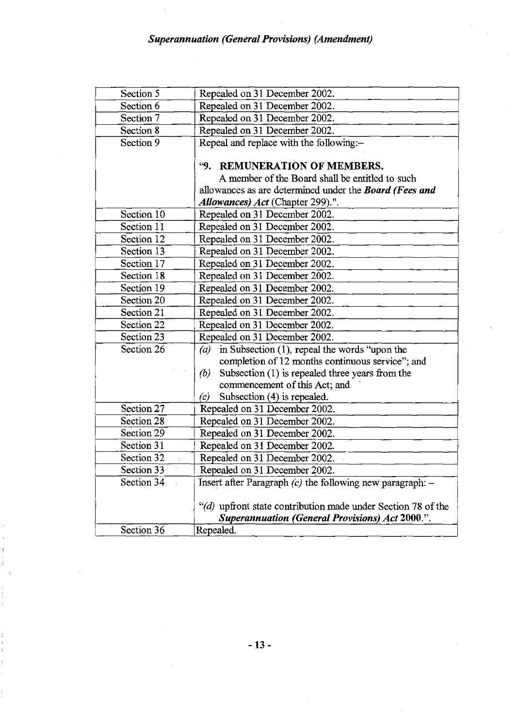| Section 5 | Repealed on 31 December 2002. |
|---|---|
| Section 6 | Repealed on 31 December 2002. |
| Section 7 | Repealed on 31 December 2002. |
| Section 8 | Repealed on 31 December 2002. |
| Section 9 | Repeal and replace with the following:–<br><br>"9. **REMUNERATION OF MEMBERS.**<br>A member of the Board shall be entitled to such allowances as are determined under the ***Board (Fees and Allowances) Act*** (Chapter 299).". |
| Section 10 | Repealed on 31 December 2002. |
| Section 11 | Repealed on 31 December 2002. |
| Section 12 | Repealed on 31 December 2002. |
| Section 13 | Repealed on 31 December 2002. |
| Section 17 | Repealed on 31 December 2002. |
| Section 18 | Repealed on 31 December 2002. |
| Section 19 | Repealed on 31 December 2002. |
| Section 20 | Repealed on 31 December 2002. |
| Section 21 | Repealed on 31 December 2002. |
| Section 22 | Repealed on 31 December 2002. |
| Section 23 | Repealed on 31 December 2002. |
| Section 26 | *(a)* in Subsection (1), repeal the words "upon the completion of 12 months continuous service"; and<br>*(b)* Subsection (1) is repealed three years from the commencement of this Act; and<br>*(c)* Subsection (4) is repealed. |
| Section 27 | Repealed on 31 December 2002. |
| Section 28 | Repealed on 31 December 2002. |
| Section 29 | Repealed on 31 December 2002. |
| Section 31 | Repealed on 31 December 2002. |
| Section 32 | Repealed on 31 December 2002. |
| Section 33 | Repealed on 31 December 2002. |
| Section 34 | Insert after Paragraph *(c)* the following new paragraph: –<br><br>"*(d)* upfront state contribution made under Section 78 of the ***Superannuation (General Provisions) Act* 2000**.". |
| Section 36 | Repealed. |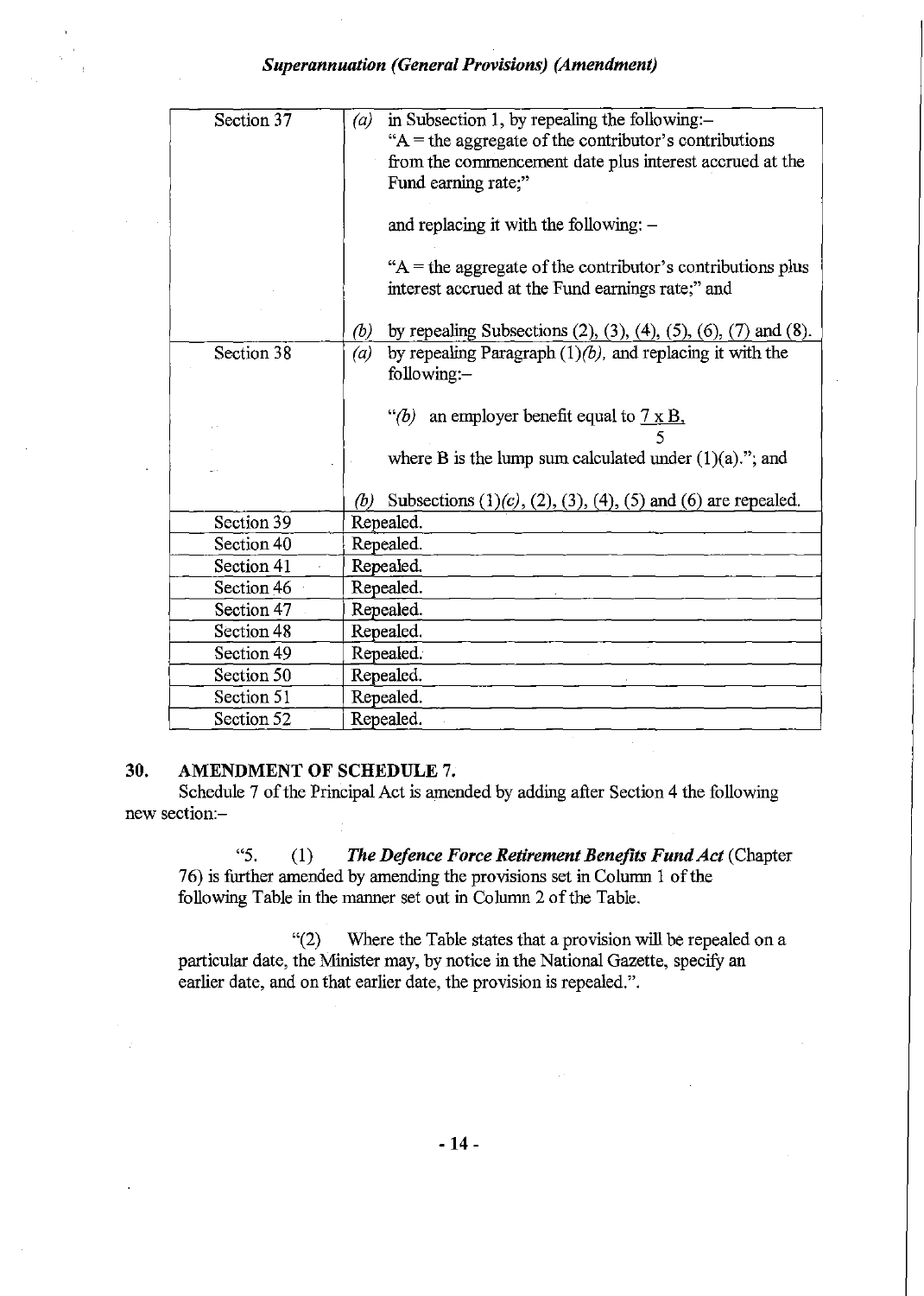| Section 37 | *(a)* in Subsection 1, by repealing the following:– "A = the aggregate of the contributor's contributions from the commencement date plus interest accrued at the Fund earning rate;" and replacing it with the following: – "A = the aggregate of the contributor's contributions plus interest accrued at the Fund earnings rate;" and *(b)* by repealing Subsections (2), (3), (4), (5), (6), (7) and (8). |
|---|---|
| Section 38 | *(a)* by repealing Paragraph (1)*(b)*, and replacing it with the following:– "*(b)* an employer benefit equal to $\frac{7 \times B}{5}$, where B is the lump sum calculated under (1)(a)."; and *(b)* Subsections (1)*(c)*, (2), (3), (4), (5) and (6) are repealed. |
| Section 39 | Repealed. |
| Section 40 | Repealed. |
| Section 41 | Repealed. |
| Section 46 | Repealed. |
| Section 47 | Repealed. |
| Section 48 | Repealed. |
| Section 49 | Repealed. |
| Section 50 | Repealed. |
| Section 51 | Repealed. |
| Section 52 | Repealed. |

## 30. AMENDMENT OF SCHEDULE 7.

Schedule 7 of the Principal Act is amended by adding after Section 4 the following new section:–

"5. (1) ***The Defence Force Retirement Benefits Fund Act*** (Chapter 76) is further amended by amending the provisions set in Column 1 of the following Table in the manner set out in Column 2 of the Table.

"(2) Where the Table states that a provision will be repealed on a particular date, the Minister may, by notice in the National Gazette, specify an earlier date, and on that earlier date, the provision is repealed.".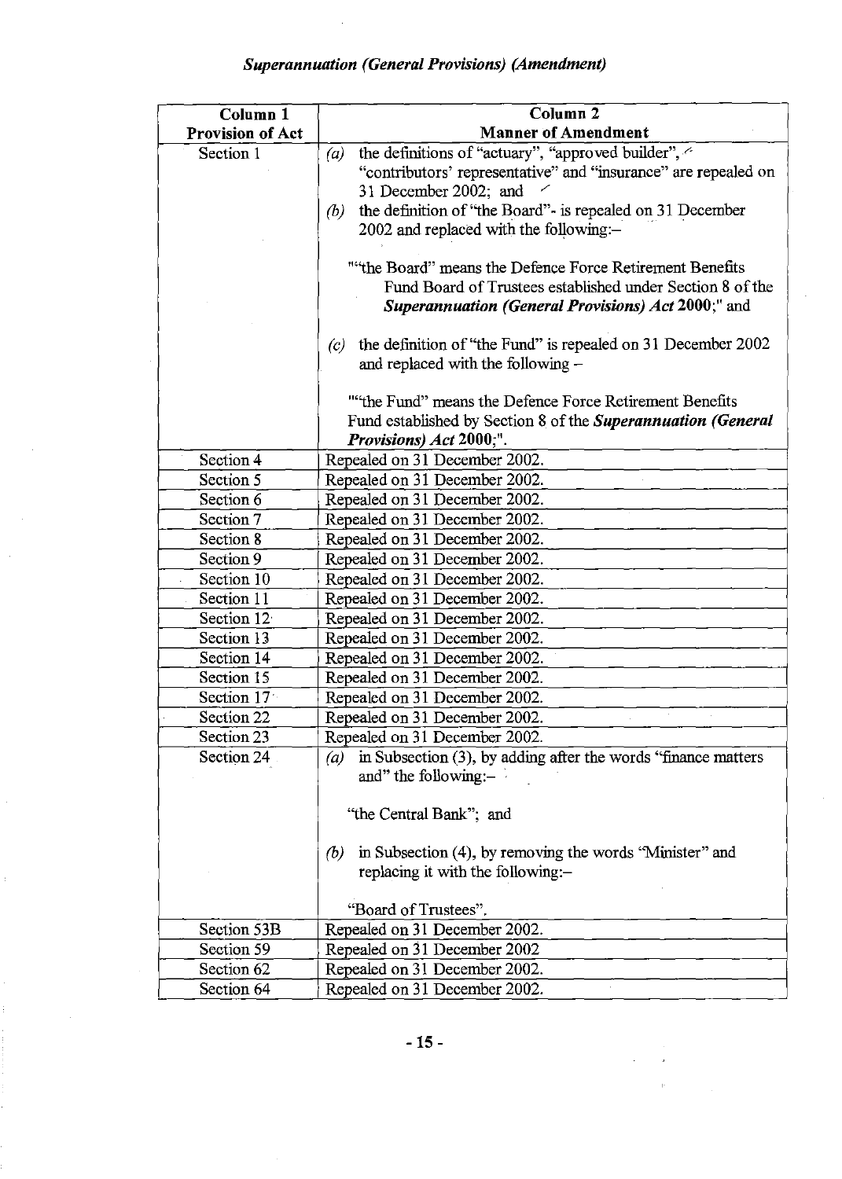| Column 1 Provision of Act | Column 2 Manner of Amendment |
|---|---|
| Section 1 | *(a)* the definitions of "actuary", "approved builder", "contributors' representative" and "insurance" are repealed on 31 December 2002; and<br>*(b)* the definition of "the Board"- is repealed on 31 December 2002 and replaced with the following:–<br>""the Board" means the Defence Force Retirement Benefits Fund Board of Trustees established under Section 8 of the ***Superannuation (General Provisions) Act* 2000**;" and<br>*(c)* the definition of "the Fund" is repealed on 31 December 2002 and replaced with the following –<br>""the Fund" means the Defence Force Retirement Benefits Fund established by Section 8 of the ***Superannuation (General Provisions) Act* 2000**;". |
| Section 4 | Repealed on 31 December 2002. |
| Section 5 | Repealed on 31 December 2002. |
| Section 6 | Repealed on 31 December 2002. |
| Section 7 | Repealed on 31 December 2002. |
| Section 8 | Repealed on 31 December 2002. |
| Section 9 | Repealed on 31 December 2002. |
| Section 10 | Repealed on 31 December 2002. |
| Section 11 | Repealed on 31 December 2002. |
| Section 12 | Repealed on 31 December 2002. |
| Section 13 | Repealed on 31 December 2002. |
| Section 14 | Repealed on 31 December 2002. |
| Section 15 | Repealed on 31 December 2002. |
| Section 17 | Repealed on 31 December 2002. |
| Section 22 | Repealed on 31 December 2002. |
| Section 23 | Repealed on 31 December 2002. |
| Section 24 | *(a)* in Subsection (3), by adding after the words "finance matters and" the following:–<br>"the Central Bank"; and<br>*(b)* in Subsection (4), by removing the words "Minister" and replacing it with the following:–<br>"Board of Trustees". |
| Section 53B | Repealed on 31 December 2002. |
| Section 59 | Repealed on 31 December 2002 |
| Section 62 | Repealed on 31 December 2002. |
| Section 64 | Repealed on 31 December 2002. |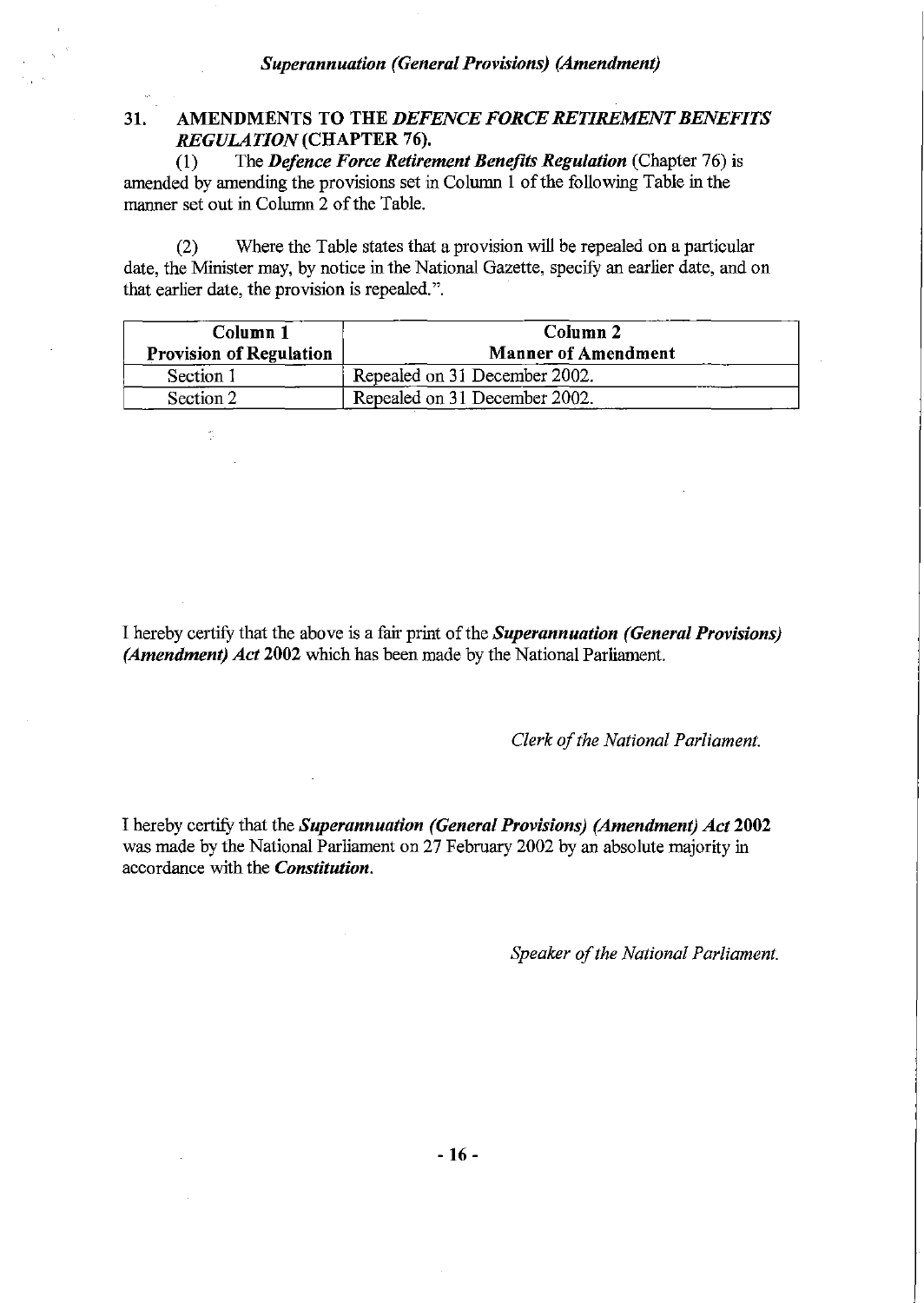## 31. AMENDMENTS TO THE *DEFENCE FORCE RETIREMENT BENEFITS REGULATION* (CHAPTER 76).

(1) The ***Defence Force Retirement Benefits Regulation*** (Chapter 76) is amended by amending the provisions set in Column 1 of the following Table in the manner set out in Column 2 of the Table.

(2) Where the Table states that a provision will be repealed on a particular date, the Minister may, by notice in the National Gazette, specify an earlier date, and on that earlier date, the provision is repealed.".

| Column 1<br>Provision of Regulation | Column 2<br>Manner of Amendment |
|---|---|
| Section 1 | Repealed on 31 December 2002. |
| Section 2 | Repealed on 31 December 2002. |

I hereby certify that the above is a fair print of the ***Superannuation (General Provisions) (Amendment) Act* 2002** which has been made by the National Parliament.

*Clerk of the National Parliament.*

I hereby certify that the ***Superannuation (General Provisions) (Amendment) Act* 2002** was made by the National Parliament on 27 February 2002 by an absolute majority in accordance with the ***Constitution***.

*Speaker of the National Parliament.*